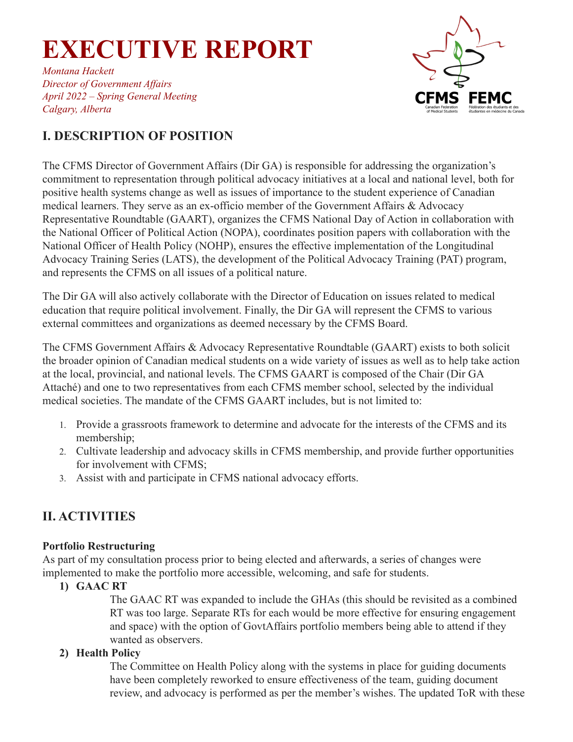# EXECUTIVE REPORT

*Montana Hackett*
*Director of Government Affairs*
*April 2022 – Spring General Meeting*
*Calgary, Alberta*

## I. DESCRIPTION OF POSITION

The CFMS Director of Government Affairs (Dir GA) is responsible for addressing the organization's commitment to representation through political advocacy initiatives at a local and national level, both for positive health systems change as well as issues of importance to the student experience of Canadian medical learners. They serve as an ex-officio member of the Government Affairs & Advocacy Representative Roundtable (GAART), organizes the CFMS National Day of Action in collaboration with the National Officer of Political Action (NOPA), coordinates position papers with collaboration with the National Officer of Health Policy (NOHP), ensures the effective implementation of the Longitudinal Advocacy Training Series (LATS), the development of the Political Advocacy Training (PAT) program, and represents the CFMS on all issues of a political nature.

The Dir GA will also actively collaborate with the Director of Education on issues related to medical education that require political involvement. Finally, the Dir GA will represent the CFMS to various external committees and organizations as deemed necessary by the CFMS Board.

The CFMS Government Affairs & Advocacy Representative Roundtable (GAART) exists to both solicit the broader opinion of Canadian medical students on a wide variety of issues as well as to help take action at the local, provincial, and national levels. The CFMS GAART is composed of the Chair (Dir GA Attaché) and one to two representatives from each CFMS member school, selected by the individual medical societies. The mandate of the CFMS GAART includes, but is not limited to:

1. Provide a grassroots framework to determine and advocate for the interests of the CFMS and its membership;
2. Cultivate leadership and advocacy skills in CFMS membership, and provide further opportunities for involvement with CFMS;
3. Assist with and participate in CFMS national advocacy efforts.

## II. ACTIVITIES

**Portfolio Restructuring**
As part of my consultation process prior to being elected and afterwards, a series of changes were implemented to make the portfolio more accessible, welcoming, and safe for students.

**1) GAAC RT**

The GAAC RT was expanded to include the GHAs (this should be revisited as a combined RT was too large. Separate RTs for each would be more effective for ensuring engagement and space) with the option of GovtAffairs portfolio members being able to attend if they wanted as observers.

**2) Health Policy**

The Committee on Health Policy along with the systems in place for guiding documents have been completely reworked to ensure effectiveness of the team, guiding document review, and advocacy is performed as per the member's wishes. The updated ToR with these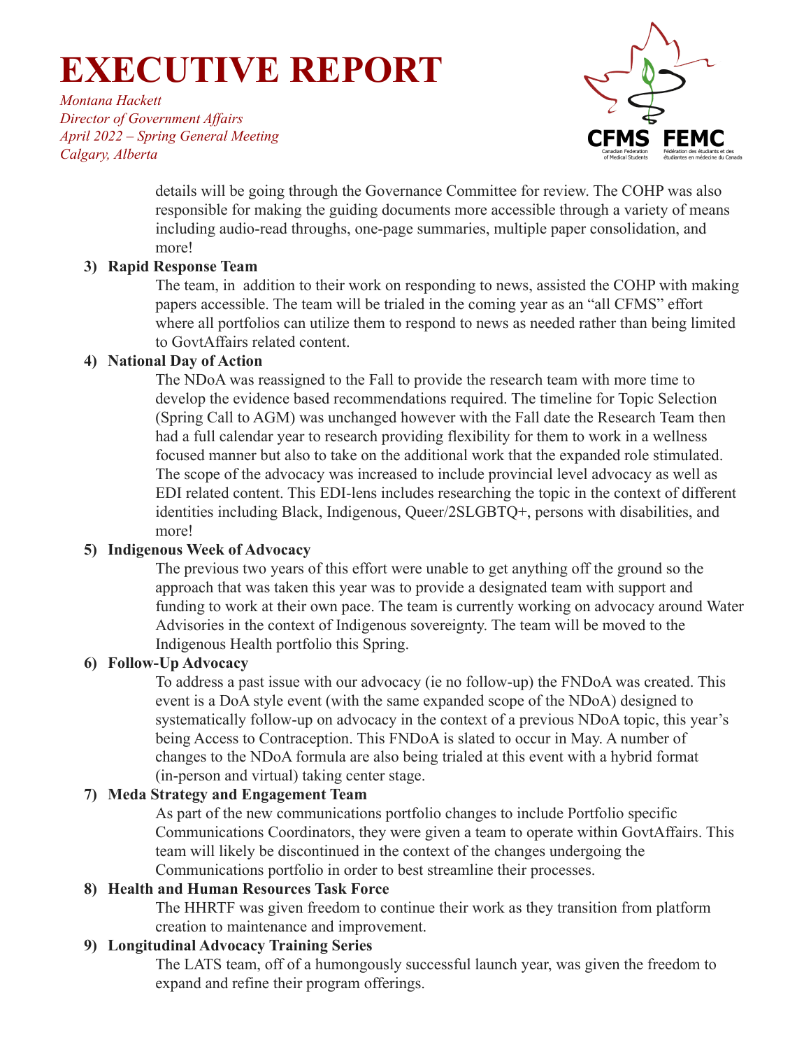details will be going through the Governance Committee for review. The COHP was also responsible for making the guiding documents more accessible through a variety of means including audio-read throughs, one-page summaries, multiple paper consolidation, and more!

**3) Rapid Response Team**

The team, in addition to their work on responding to news, assisted the COHP with making papers accessible. The team will be trialed in the coming year as an "all CFMS" effort where all portfolios can utilize them to respond to news as needed rather than being limited to GovtAffairs related content.

**4) National Day of Action**

The NDoA was reassigned to the Fall to provide the research team with more time to develop the evidence based recommendations required. The timeline for Topic Selection (Spring Call to AGM) was unchanged however with the Fall date the Research Team then had a full calendar year to research providing flexibility for them to work in a wellness focused manner but also to take on the additional work that the expanded role stimulated. The scope of the advocacy was increased to include provincial level advocacy as well as EDI related content. This EDI-lens includes researching the topic in the context of different identities including Black, Indigenous, Queer/2SLGBTQ+, persons with disabilities, and more!

**5) Indigenous Week of Advocacy**

The previous two years of this effort were unable to get anything off the ground so the approach that was taken this year was to provide a designated team with support and funding to work at their own pace. The team is currently working on advocacy around Water Advisories in the context of Indigenous sovereignty. The team will be moved to the Indigenous Health portfolio this Spring.

**6) Follow-Up Advocacy**

To address a past issue with our advocacy (ie no follow-up) the FNDoA was created. This event is a DoA style event (with the same expanded scope of the NDoA) designed to systematically follow-up on advocacy in the context of a previous NDoA topic, this year's being Access to Contraception. This FNDoA is slated to occur in May. A number of changes to the NDoA formula are also being trialed at this event with a hybrid format (in-person and virtual) taking center stage.

**7) Meda Strategy and Engagement Team**

As part of the new communications portfolio changes to include Portfolio specific Communications Coordinators, they were given a team to operate within GovtAffairs. This team will likely be discontinued in the context of the changes undergoing the Communications portfolio in order to best streamline their processes.

**8) Health and Human Resources Task Force**

The HHRTF was given freedom to continue their work as they transition from platform creation to maintenance and improvement.

**9) Longitudinal Advocacy Training Series**

The LATS team, off of a humongously successful launch year, was given the freedom to expand and refine their program offerings.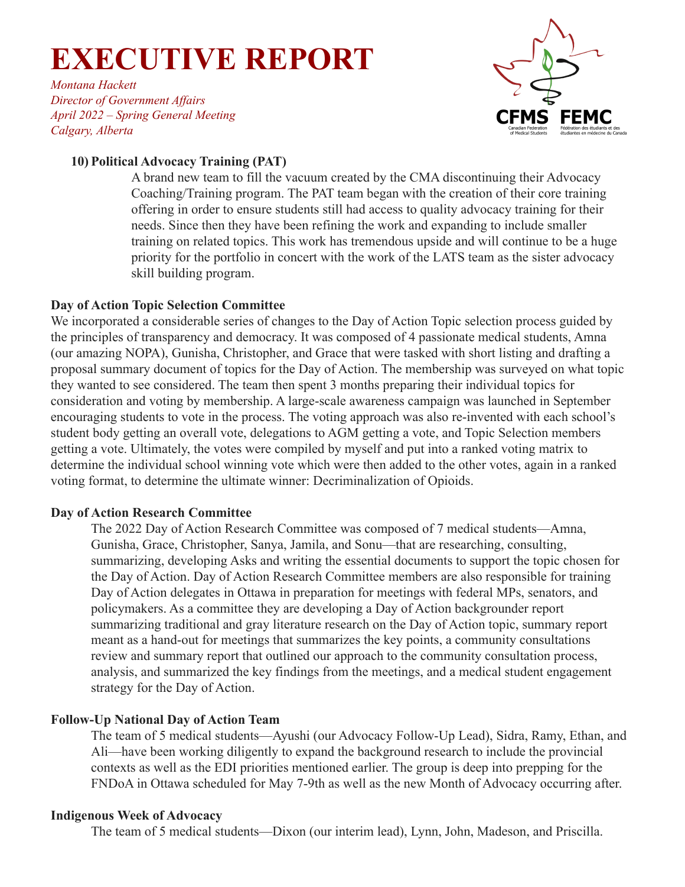# EXECUTIVE REPORT

*Montana Hackett*
*Director of Government Affairs*
*April 2022 – Spring General Meeting*
*Calgary, Alberta*

**10) Political Advocacy Training (PAT)**

A brand new team to fill the vacuum created by the CMA discontinuing their Advocacy Coaching/Training program. The PAT team began with the creation of their core training offering in order to ensure students still had access to quality advocacy training for their needs. Since then they have been refining the work and expanding to include smaller training on related topics. This work has tremendous upside and will continue to be a huge priority for the portfolio in concert with the work of the LATS team as the sister advocacy skill building program.

**Day of Action Topic Selection Committee**

We incorporated a considerable series of changes to the Day of Action Topic selection process guided by the principles of transparency and democracy. It was composed of 4 passionate medical students, Amna (our amazing NOPA), Gunisha, Christopher, and Grace that were tasked with short listing and drafting a proposal summary document of topics for the Day of Action. The membership was surveyed on what topic they wanted to see considered. The team then spent 3 months preparing their individual topics for consideration and voting by membership. A large-scale awareness campaign was launched in September encouraging students to vote in the process. The voting approach was also re-invented with each school's student body getting an overall vote, delegations to AGM getting a vote, and Topic Selection members getting a vote. Ultimately, the votes were compiled by myself and put into a ranked voting matrix to determine the individual school winning vote which were then added to the other votes, again in a ranked voting format, to determine the ultimate winner: Decriminalization of Opioids.

**Day of Action Research Committee**

The 2022 Day of Action Research Committee was composed of 7 medical students—Amna, Gunisha, Grace, Christopher, Sanya, Jamila, and Sonu—that are researching, consulting, summarizing, developing Asks and writing the essential documents to support the topic chosen for the Day of Action. Day of Action Research Committee members are also responsible for training Day of Action delegates in Ottawa in preparation for meetings with federal MPs, senators, and policymakers. As a committee they are developing a Day of Action backgrounder report summarizing traditional and gray literature research on the Day of Action topic, summary report meant as a hand-out for meetings that summarizes the key points, a community consultations review and summary report that outlined our approach to the community consultation process, analysis, and summarized the key findings from the meetings, and a medical student engagement strategy for the Day of Action.

**Follow-Up National Day of Action Team**

The team of 5 medical students—Ayushi (our Advocacy Follow-Up Lead), Sidra, Ramy, Ethan, and Ali—have been working diligently to expand the background research to include the provincial contexts as well as the EDI priorities mentioned earlier. The group is deep into prepping for the FNDoA in Ottawa scheduled for May 7-9th as well as the new Month of Advocacy occurring after.

**Indigenous Week of Advocacy**

The team of 5 medical students—Dixon (our interim lead), Lynn, John, Madeson, and Priscilla.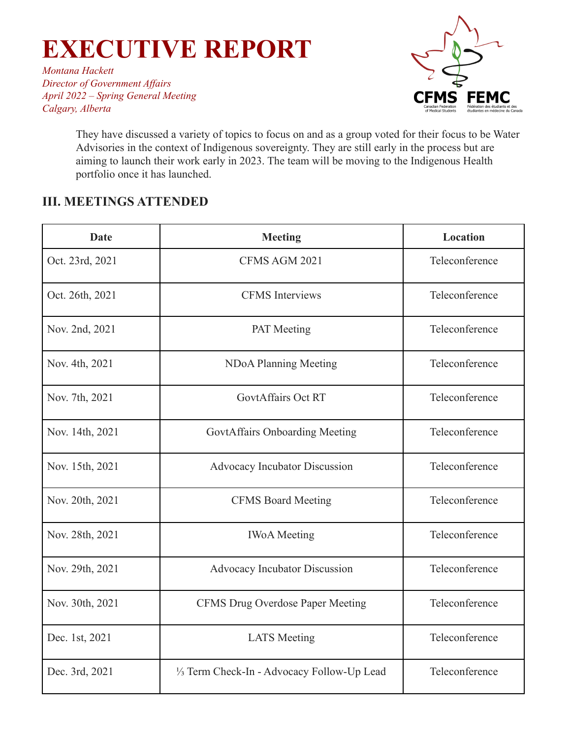They have discussed a variety of topics to focus on and as a group voted for their focus to be Water Advisories in the context of Indigenous sovereignty. They are still early in the process but are aiming to launch their work early in 2023. The team will be moving to the Indigenous Health portfolio once it has launched.

## III. MEETINGS ATTENDED

| Date | Meeting | Location |
|---|---|---|
| Oct. 23rd, 2021 | CFMS AGM 2021 | Teleconference |
| Oct. 26th, 2021 | CFMS Interviews | Teleconference |
| Nov. 2nd, 2021 | PAT Meeting | Teleconference |
| Nov. 4th, 2021 | NDoA Planning Meeting | Teleconference |
| Nov. 7th, 2021 | GovtAffairs Oct RT | Teleconference |
| Nov. 14th, 2021 | GovtAffairs Onboarding Meeting | Teleconference |
| Nov. 15th, 2021 | Advocacy Incubator Discussion | Teleconference |
| Nov. 20th, 2021 | CFMS Board Meeting | Teleconference |
| Nov. 28th, 2021 | IWoA Meeting | Teleconference |
| Nov. 29th, 2021 | Advocacy Incubator Discussion | Teleconference |
| Nov. 30th, 2021 | CFMS Drug Overdose Paper Meeting | Teleconference |
| Dec. 1st, 2021 | LATS Meeting | Teleconference |
| Dec. 3rd, 2021 | ⅓ Term Check-In - Advocacy Follow-Up Lead | Teleconference |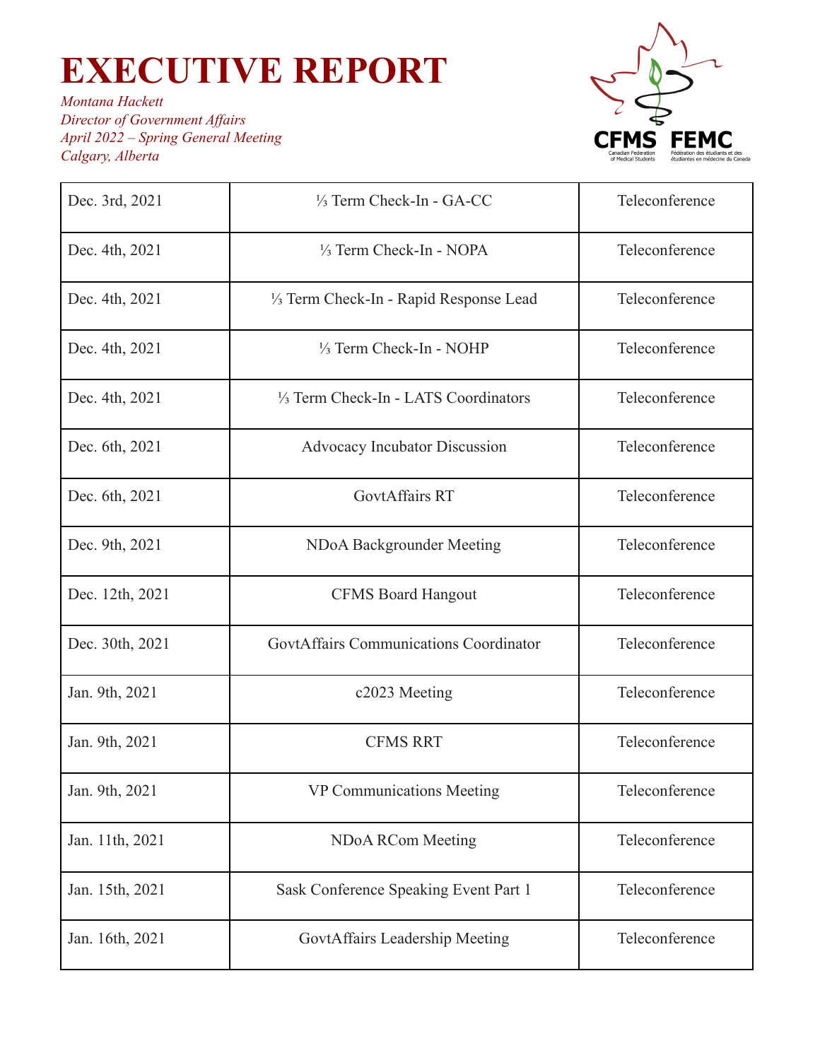# EXECUTIVE REPORT

*Montana Hackett*
*Director of Government Affairs*
*April 2022 – Spring General Meeting*
*Calgary, Alberta*

| | | |
|---|---|---|
| Dec. 3rd, 2021 | ⅓ Term Check-In - GA-CC | Teleconference |
| Dec. 4th, 2021 | ⅓ Term Check-In - NOPA | Teleconference |
| Dec. 4th, 2021 | ⅓ Term Check-In - Rapid Response Lead | Teleconference |
| Dec. 4th, 2021 | ⅓ Term Check-In - NOHP | Teleconference |
| Dec. 4th, 2021 | ⅓ Term Check-In - LATS Coordinators | Teleconference |
| Dec. 6th, 2021 | Advocacy Incubator Discussion | Teleconference |
| Dec. 6th, 2021 | GovtAffairs RT | Teleconference |
| Dec. 9th, 2021 | NDoA Backgrounder Meeting | Teleconference |
| Dec. 12th, 2021 | CFMS Board Hangout | Teleconference |
| Dec. 30th, 2021 | GovtAffairs Communications Coordinator | Teleconference |
| Jan. 9th, 2021 | c2023 Meeting | Teleconference |
| Jan. 9th, 2021 | CFMS RRT | Teleconference |
| Jan. 9th, 2021 | VP Communications Meeting | Teleconference |
| Jan. 11th, 2021 | NDoA RCom Meeting | Teleconference |
| Jan. 15th, 2021 | Sask Conference Speaking Event Part 1 | Teleconference |
| Jan. 16th, 2021 | GovtAffairs Leadership Meeting | Teleconference |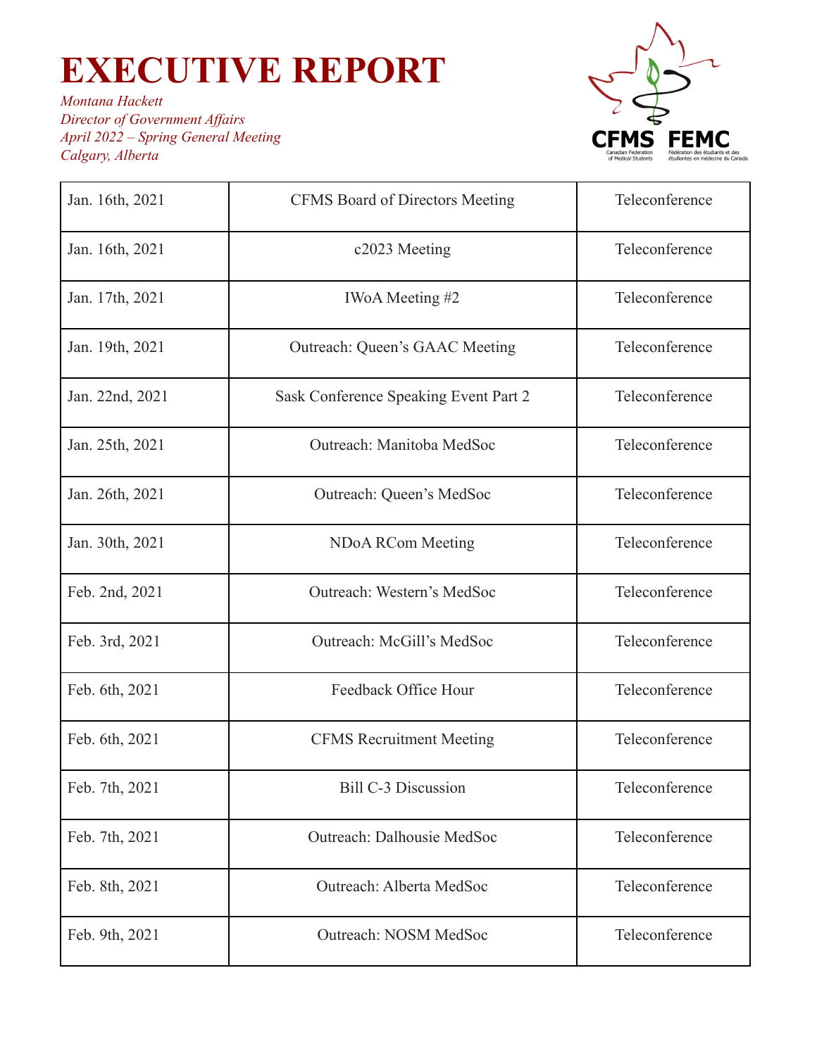# EXECUTIVE REPORT

*Montana Hackett*
*Director of Government Affairs*
*April 2022 – Spring General Meeting*
*Calgary, Alberta*

| Jan. 16th, 2021 | CFMS Board of Directors Meeting | Teleconference |
|---|---|---|
| Jan. 16th, 2021 | c2023 Meeting | Teleconference |
| Jan. 17th, 2021 | IWoA Meeting #2 | Teleconference |
| Jan. 19th, 2021 | Outreach: Queen's GAAC Meeting | Teleconference |
| Jan. 22nd, 2021 | Sask Conference Speaking Event Part 2 | Teleconference |
| Jan. 25th, 2021 | Outreach: Manitoba MedSoc | Teleconference |
| Jan. 26th, 2021 | Outreach: Queen's MedSoc | Teleconference |
| Jan. 30th, 2021 | NDoA RCom Meeting | Teleconference |
| Feb. 2nd, 2021 | Outreach: Western's MedSoc | Teleconference |
| Feb. 3rd, 2021 | Outreach: McGill's MedSoc | Teleconference |
| Feb. 6th, 2021 | Feedback Office Hour | Teleconference |
| Feb. 6th, 2021 | CFMS Recruitment Meeting | Teleconference |
| Feb. 7th, 2021 | Bill C-3 Discussion | Teleconference |
| Feb. 7th, 2021 | Outreach: Dalhousie MedSoc | Teleconference |
| Feb. 8th, 2021 | Outreach: Alberta MedSoc | Teleconference |
| Feb. 9th, 2021 | Outreach: NOSM MedSoc | Teleconference |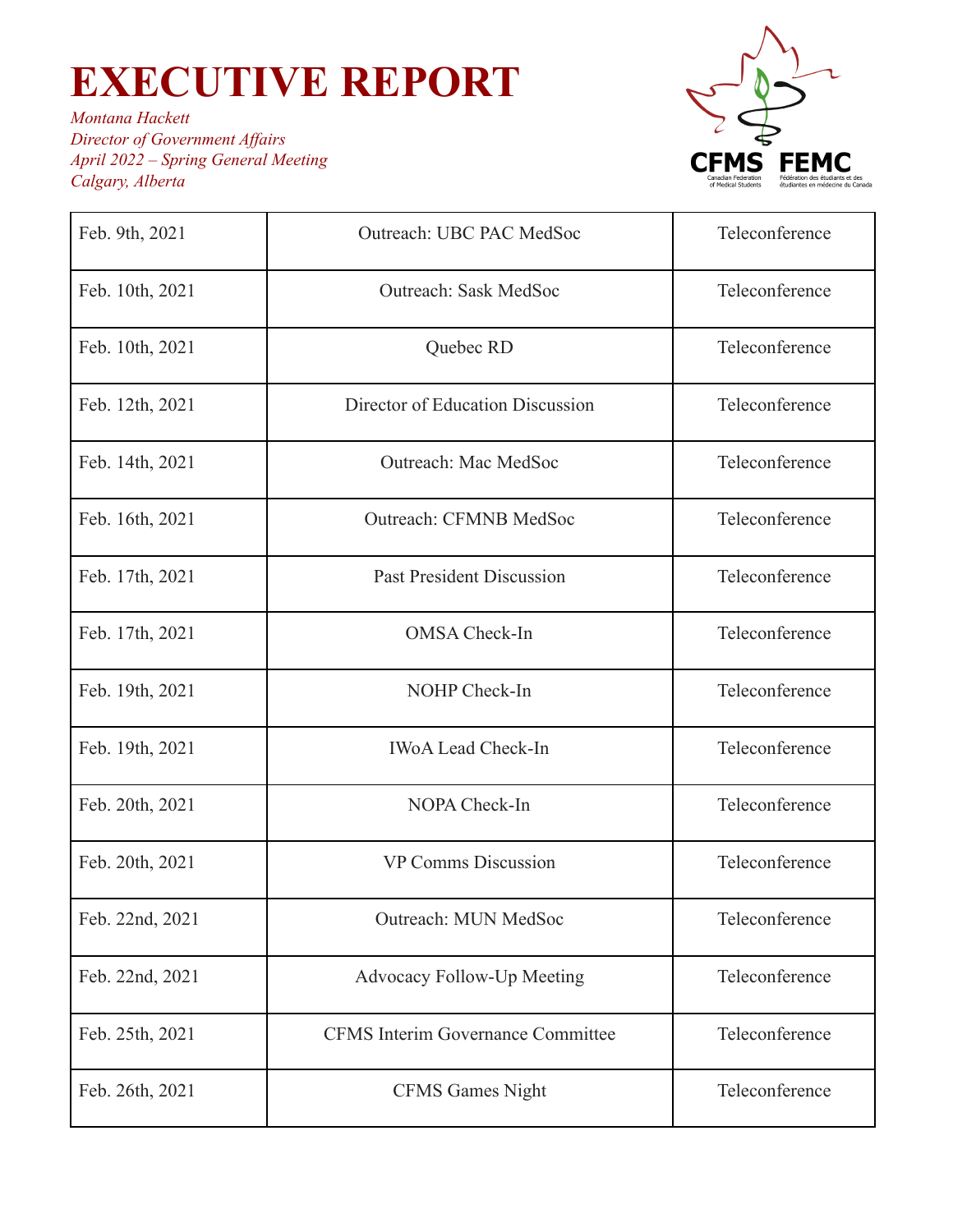# EXECUTIVE REPORT

*Montana Hackett*
*Director of Government Affairs*
*April 2022 – Spring General Meeting*
*Calgary, Alberta*

| | | |
|---|---|---|
| Feb. 9th, 2021 | Outreach: UBC PAC MedSoc | Teleconference |
| Feb. 10th, 2021 | Outreach: Sask MedSoc | Teleconference |
| Feb. 10th, 2021 | Quebec RD | Teleconference |
| Feb. 12th, 2021 | Director of Education Discussion | Teleconference |
| Feb. 14th, 2021 | Outreach: Mac MedSoc | Teleconference |
| Feb. 16th, 2021 | Outreach: CFMNB MedSoc | Teleconference |
| Feb. 17th, 2021 | Past President Discussion | Teleconference |
| Feb. 17th, 2021 | OMSA Check-In | Teleconference |
| Feb. 19th, 2021 | NOHP Check-In | Teleconference |
| Feb. 19th, 2021 | IWoA Lead Check-In | Teleconference |
| Feb. 20th, 2021 | NOPA Check-In | Teleconference |
| Feb. 20th, 2021 | VP Comms Discussion | Teleconference |
| Feb. 22nd, 2021 | Outreach: MUN MedSoc | Teleconference |
| Feb. 22nd, 2021 | Advocacy Follow-Up Meeting | Teleconference |
| Feb. 25th, 2021 | CFMS Interim Governance Committee | Teleconference |
| Feb. 26th, 2021 | CFMS Games Night | Teleconference |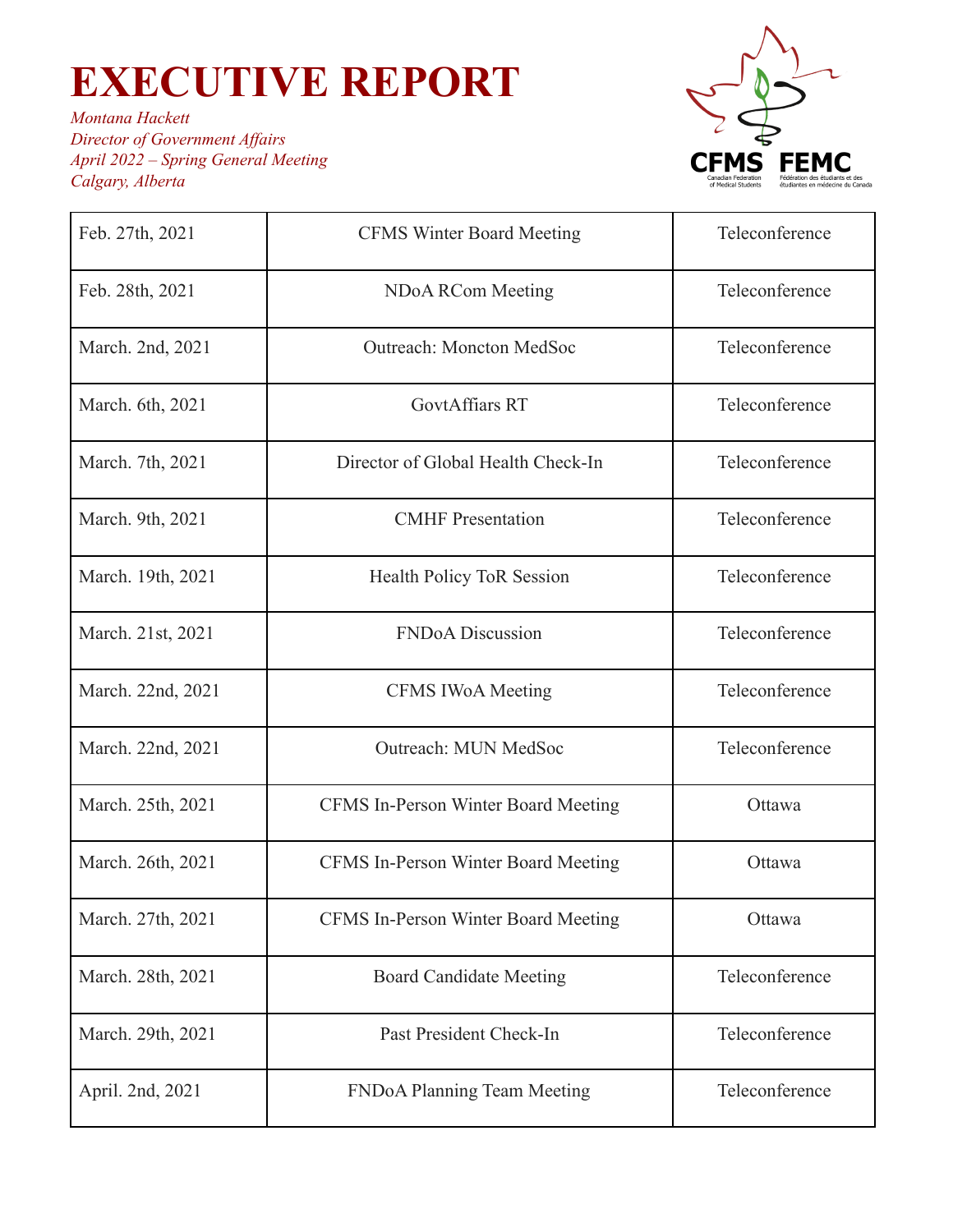# EXECUTIVE REPORT

*Montana Hackett*
*Director of Government Affairs*
*April 2022 – Spring General Meeting*
*Calgary, Alberta*

| | | |
|---|---|---|
| Feb. 27th, 2021 | CFMS Winter Board Meeting | Teleconference |
| Feb. 28th, 2021 | NDoA RCom Meeting | Teleconference |
| March. 2nd, 2021 | Outreach: Moncton MedSoc | Teleconference |
| March. 6th, 2021 | GovtAffiars RT | Teleconference |
| March. 7th, 2021 | Director of Global Health Check-In | Teleconference |
| March. 9th, 2021 | CMHF Presentation | Teleconference |
| March. 19th, 2021 | Health Policy ToR Session | Teleconference |
| March. 21st, 2021 | FNDoA Discussion | Teleconference |
| March. 22nd, 2021 | CFMS IWoA Meeting | Teleconference |
| March. 22nd, 2021 | Outreach: MUN MedSoc | Teleconference |
| March. 25th, 2021 | CFMS In-Person Winter Board Meeting | Ottawa |
| March. 26th, 2021 | CFMS In-Person Winter Board Meeting | Ottawa |
| March. 27th, 2021 | CFMS In-Person Winter Board Meeting | Ottawa |
| March. 28th, 2021 | Board Candidate Meeting | Teleconference |
| March. 29th, 2021 | Past President Check-In | Teleconference |
| April. 2nd, 2021 | FNDoA Planning Team Meeting | Teleconference |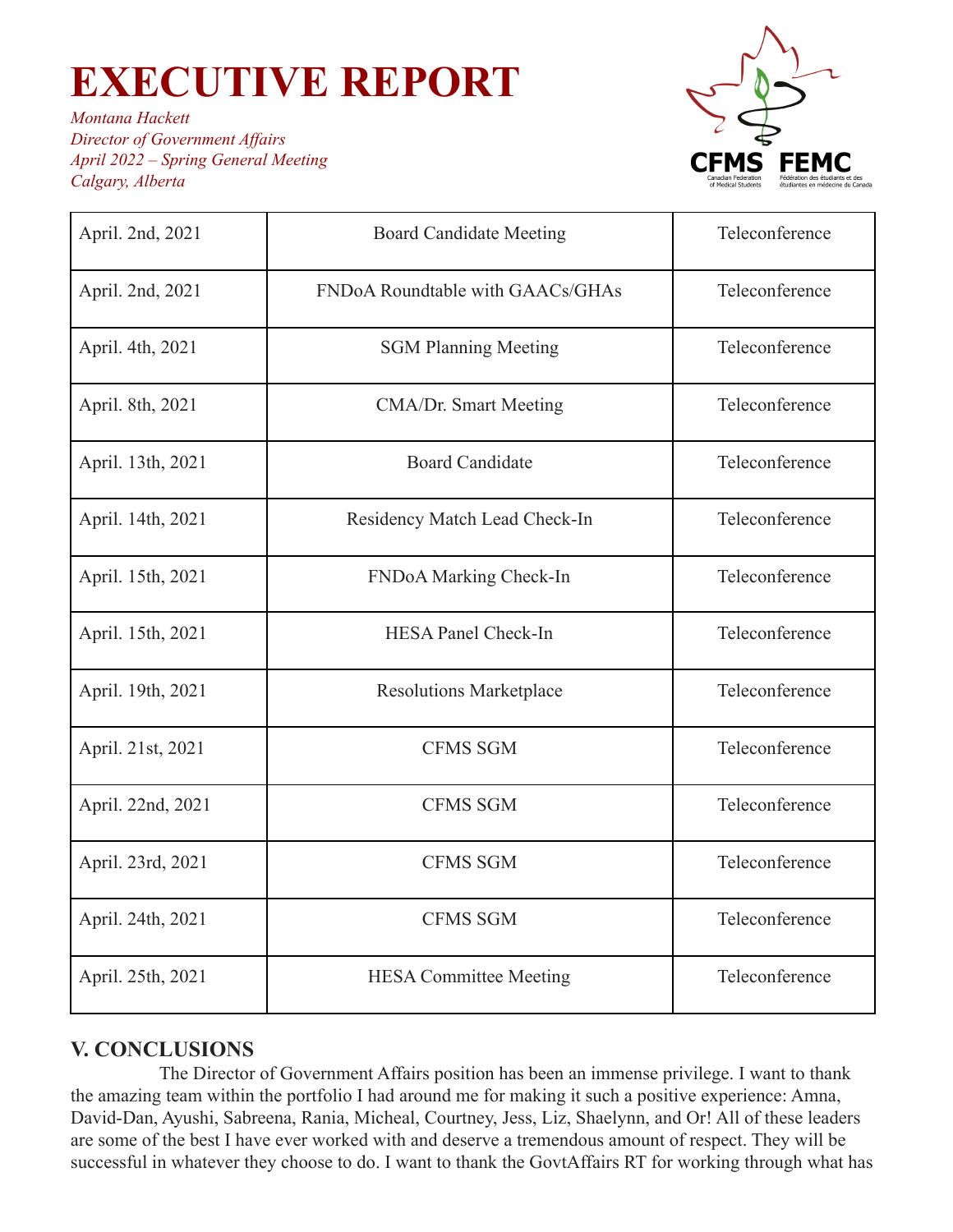# EXECUTIVE REPORT

*Montana Hackett*
*Director of Government Affairs*
*April 2022 – Spring General Meeting*
*Calgary, Alberta*

| April. 2nd, 2021 | Board Candidate Meeting | Teleconference |
|---|---|---|
| April. 2nd, 2021 | FNDoA Roundtable with GAACs/GHAs | Teleconference |
| April. 4th, 2021 | SGM Planning Meeting | Teleconference |
| April. 8th, 2021 | CMA/Dr. Smart Meeting | Teleconference |
| April. 13th, 2021 | Board Candidate | Teleconference |
| April. 14th, 2021 | Residency Match Lead Check-In | Teleconference |
| April. 15th, 2021 | FNDoA Marking Check-In | Teleconference |
| April. 15th, 2021 | HESA Panel Check-In | Teleconference |
| April. 19th, 2021 | Resolutions Marketplace | Teleconference |
| April. 21st, 2021 | CFMS SGM | Teleconference |
| April. 22nd, 2021 | CFMS SGM | Teleconference |
| April. 23rd, 2021 | CFMS SGM | Teleconference |
| April. 24th, 2021 | CFMS SGM | Teleconference |
| April. 25th, 2021 | HESA Committee Meeting | Teleconference |

## V. CONCLUSIONS

The Director of Government Affairs position has been an immense privilege. I want to thank the amazing team within the portfolio I had around me for making it such a positive experience: Amna, David-Dan, Ayushi, Sabreena, Rania, Micheal, Courtney, Jess, Liz, Shaelynn, and Or! All of these leaders are some of the best I have ever worked with and deserve a tremendous amount of respect. They will be successful in whatever they choose to do. I want to thank the GovtAffairs RT for working through what has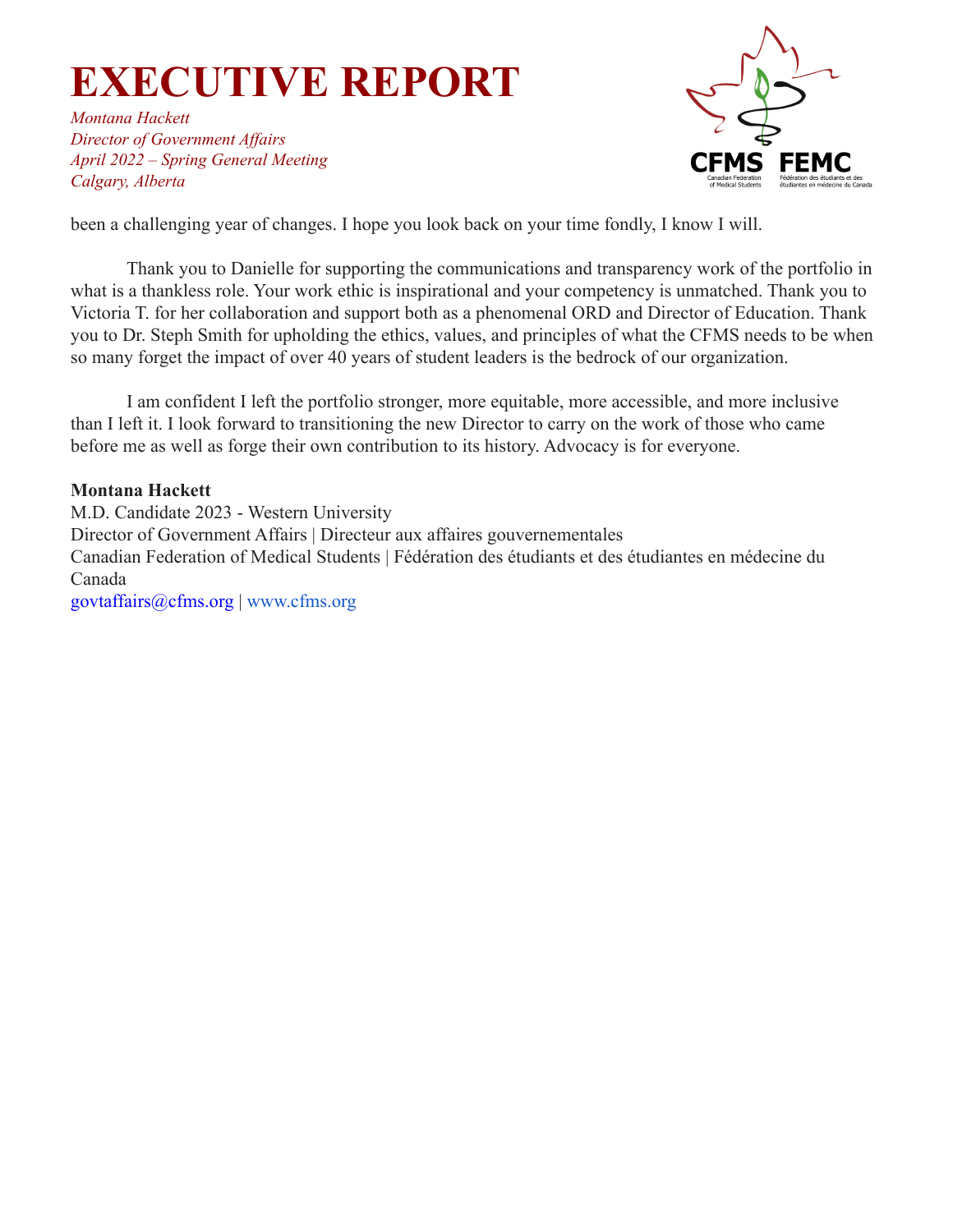been a challenging year of changes. I hope you look back on your time fondly, I know I will.

Thank you to Danielle for supporting the communications and transparency work of the portfolio in what is a thankless role. Your work ethic is inspirational and your competency is unmatched. Thank you to Victoria T. for her collaboration and support both as a phenomenal ORD and Director of Education. Thank you to Dr. Steph Smith for upholding the ethics, values, and principles of what the CFMS needs to be when so many forget the impact of over 40 years of student leaders is the bedrock of our organization.

I am confident I left the portfolio stronger, more equitable, more accessible, and more inclusive than I left it. I look forward to transitioning the new Director to carry on the work of those who came before me as well as forge their own contribution to its history. Advocacy is for everyone.

**Montana Hackett**
M.D. Candidate 2023 - Western University
Director of Government Affairs | Directeur aux affaires gouvernementales
Canadian Federation of Medical Students | Fédération des étudiants et des étudiantes en médecine du Canada
govtaffairs@cfms.org | www.cfms.org